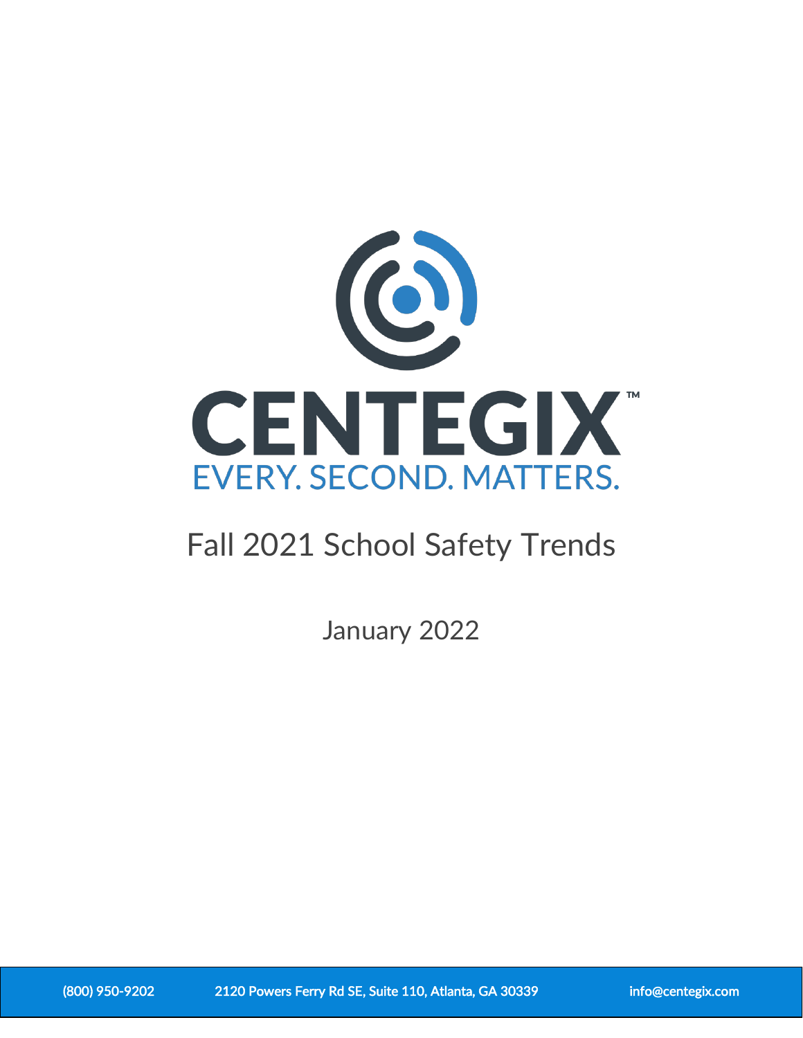# CENTEGIX™

EVERY. SECOND. MATTERS.

## Fall 2021 School Safety Trends

January 2022

(800) 950-9202 2120 Powers Ferry Rd SE, Suite 110, Atlanta, GA 30339 info@centegix.com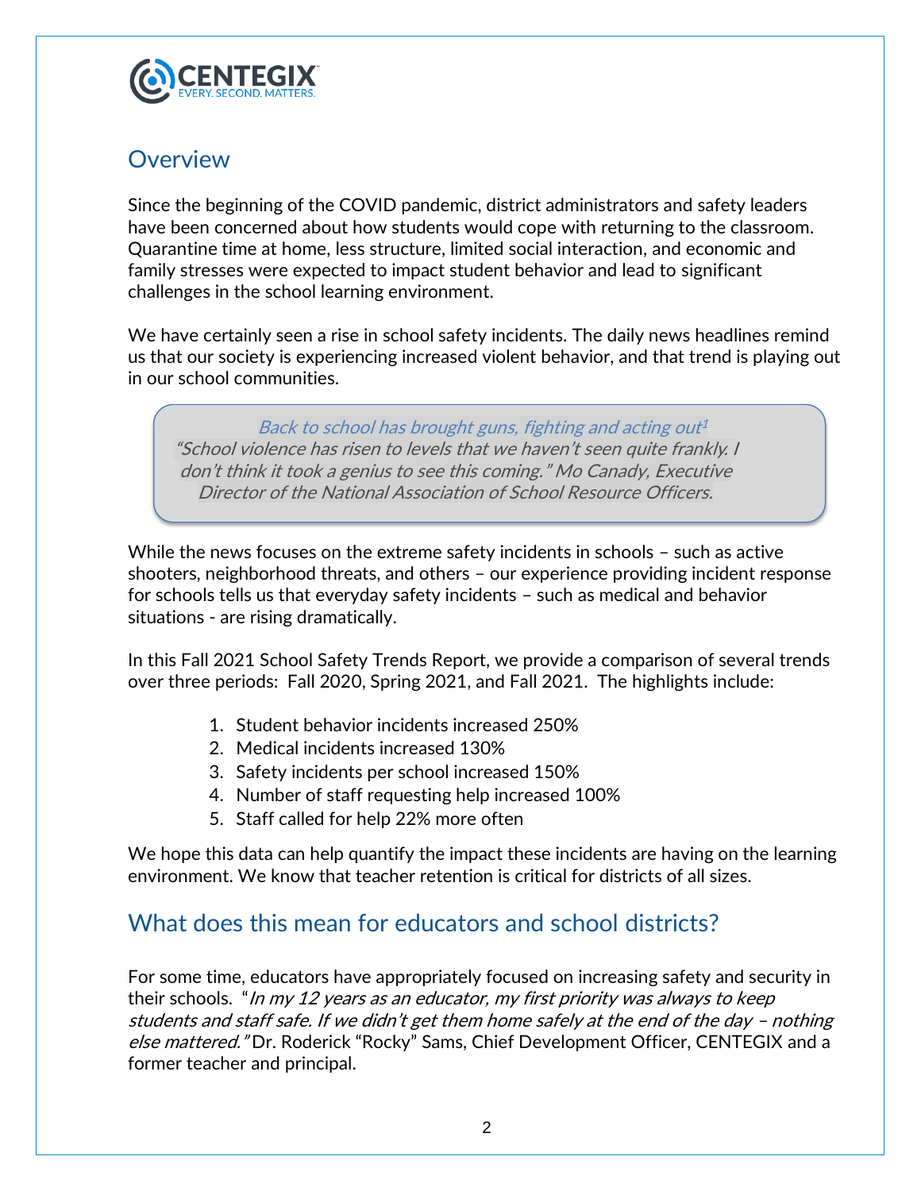## Overview

Since the beginning of the COVID pandemic, district administrators and safety leaders have been concerned about how students would cope with returning to the classroom. Quarantine time at home, less structure, limited social interaction, and economic and family stresses were expected to impact student behavior and lead to significant challenges in the school learning environment.

We have certainly seen a rise in school safety incidents. The daily news headlines remind us that our society is experiencing increased violent behavior, and that trend is playing out in our school communities.

> *Back to school has brought guns, fighting and acting out*[1]
> *"School violence has risen to levels that we haven't seen quite frankly. I don't think it took a genius to see this coming." Mo Canady, Executive Director of the National Association of School Resource Officers.*

While the news focuses on the extreme safety incidents in schools – such as active shooters, neighborhood threats, and others – our experience providing incident response for schools tells us that everyday safety incidents – such as medical and behavior situations - are rising dramatically.

In this Fall 2021 School Safety Trends Report, we provide a comparison of several trends over three periods: Fall 2020, Spring 2021, and Fall 2021. The highlights include:

1. Student behavior incidents increased 250%
2. Medical incidents increased 130%
3. Safety incidents per school increased 150%
4. Number of staff requesting help increased 100%
5. Staff called for help 22% more often

We hope this data can help quantify the impact these incidents are having on the learning environment. We know that teacher retention is critical for districts of all sizes.

## What does this mean for educators and school districts?

For some time, educators have appropriately focused on increasing safety and security in their schools. "*In my 12 years as an educator, my first priority was always to keep students and staff safe. If we didn't get them home safely at the end of the day – nothing else mattered.*" Dr. Roderick "Rocky" Sams, Chief Development Officer, CENTEGIX and a former teacher and principal.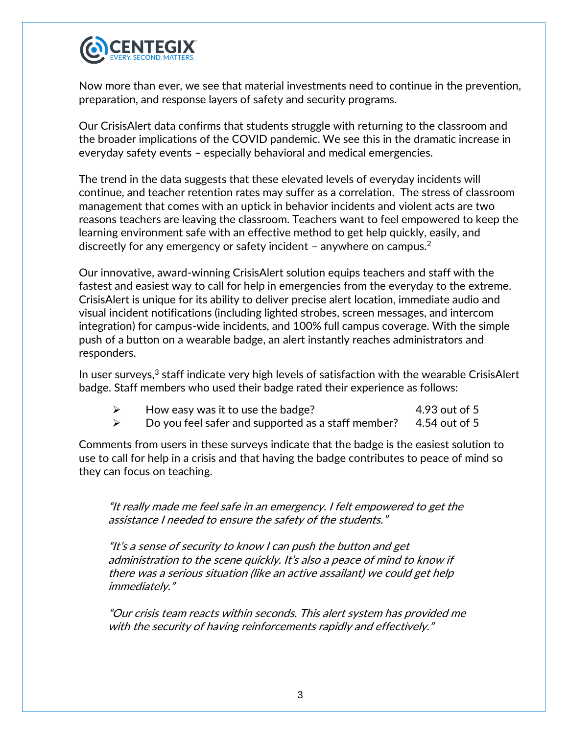Now more than ever, we see that material investments need to continue in the prevention, preparation, and response layers of safety and security programs.

Our CrisisAlert data confirms that students struggle with returning to the classroom and the broader implications of the COVID pandemic. We see this in the dramatic increase in everyday safety events – especially behavioral and medical emergencies.

The trend in the data suggests that these elevated levels of everyday incidents will continue, and teacher retention rates may suffer as a correlation. The stress of classroom management that comes with an uptick in behavior incidents and violent acts are two reasons teachers are leaving the classroom. Teachers want to feel empowered to keep the learning environment safe with an effective method to get help quickly, easily, and discreetly for any emergency or safety incident – anywhere on campus.[2]

Our innovative, award-winning CrisisAlert solution equips teachers and staff with the fastest and easiest way to call for help in emergencies from the everyday to the extreme. CrisisAlert is unique for its ability to deliver precise alert location, immediate audio and visual incident notifications (including lighted strobes, screen messages, and intercom integration) for campus-wide incidents, and 100% full campus coverage. With the simple push of a button on a wearable badge, an alert instantly reaches administrators and responders.

In user surveys,[3] staff indicate very high levels of satisfaction with the wearable CrisisAlert badge. Staff members who used their badge rated their experience as follows:

- How easy was it to use the badge? 4.93 out of 5
- Do you feel safer and supported as a staff member? 4.54 out of 5

Comments from users in these surveys indicate that the badge is the easiest solution to use to call for help in a crisis and that having the badge contributes to peace of mind so they can focus on teaching.

> *"It really made me feel safe in an emergency. I felt empowered to get the assistance I needed to ensure the safety of the students."*
>
> *"It's a sense of security to know I can push the button and get administration to the scene quickly. It's also a peace of mind to know if there was a serious situation (like an active assailant) we could get help immediately."*
>
> *"Our crisis team reacts within seconds. This alert system has provided me with the security of having reinforcements rapidly and effectively."*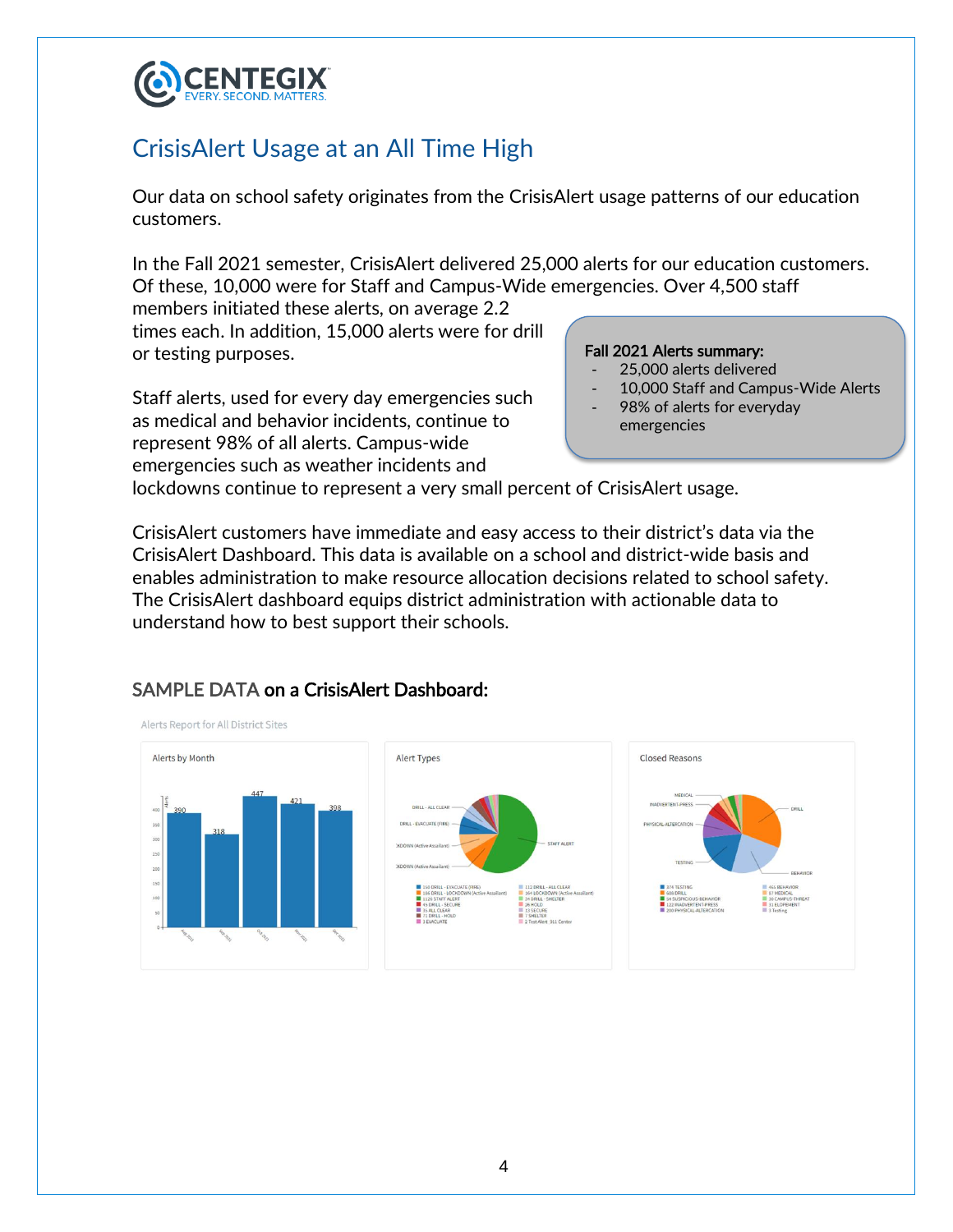## CrisisAlert Usage at an All Time High

Our data on school safety originates from the CrisisAlert usage patterns of our education customers.

In the Fall 2021 semester, CrisisAlert delivered 25,000 alerts for our education customers. Of these, 10,000 were for Staff and Campus-Wide emergencies. Over 4,500 staff members initiated these alerts, on average 2.2 times each. In addition, 15,000 alerts were for drill or testing purposes.

**Fall 2021 Alerts summary:**

- 25,000 alerts delivered
- 10,000 Staff and Campus-Wide Alerts
- 98% of alerts for everyday emergencies

Staff alerts, used for every day emergencies such as medical and behavior incidents, continue to represent 98% of all alerts. Campus-wide emergencies such as weather incidents and lockdowns continue to represent a very small percent of CrisisAlert usage.

CrisisAlert customers have immediate and easy access to their district's data via the CrisisAlert Dashboard. This data is available on a school and district-wide basis and enables administration to make resource allocation decisions related to school safety. The CrisisAlert dashboard equips district administration with actionable data to understand how to best support their schools.

### SAMPLE DATA **on a CrisisAlert Dashboard:**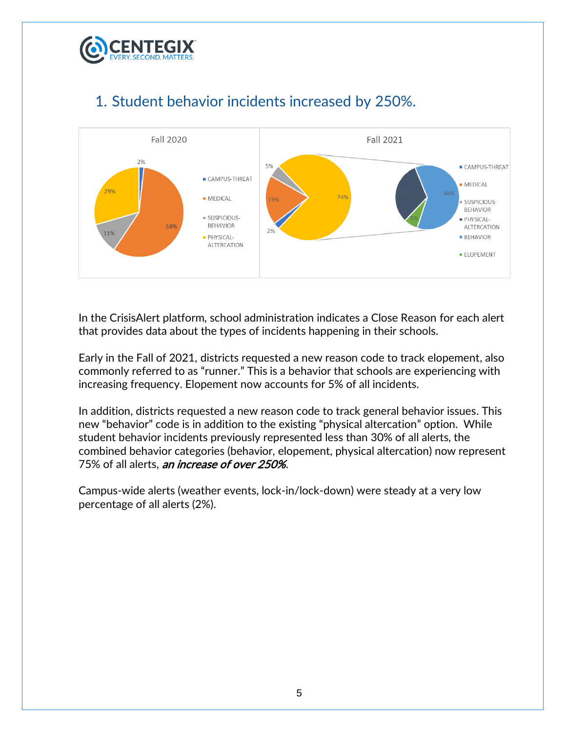## 1. Student behavior incidents increased by 250%.

Fall 2020

- CAMPUS-THREAT
- MEDICAL
- SUSPICIOUS-BEHAVIOR
- PHYSICAL-ALTERCATION

Fall 2021

- CAMPUS-THREAT
- MEDICAL
- SUSPICIOUS-BEHAVIOR
- PHYSICAL-ALTERCATION
- BEHAVIOR
- ELOPEMENT

In the CrisisAlert platform, school administration indicates a Close Reason for each alert that provides data about the types of incidents happening in their schools.

Early in the Fall of 2021, districts requested a new reason code to track elopement, also commonly referred to as "runner." This is a behavior that schools are experiencing with increasing frequency. Elopement now accounts for 5% of all incidents.

In addition, districts requested a new reason code to track general behavior issues. This new "behavior" code is in addition to the existing "physical altercation" option. While student behavior incidents previously represented less than 30% of all alerts, the combined behavior categories (behavior, elopement, physical altercation) now represent 75% of all alerts, ***an increase of over 250%***.

Campus-wide alerts (weather events, lock-in/lock-down) were steady at a very low percentage of all alerts (2%).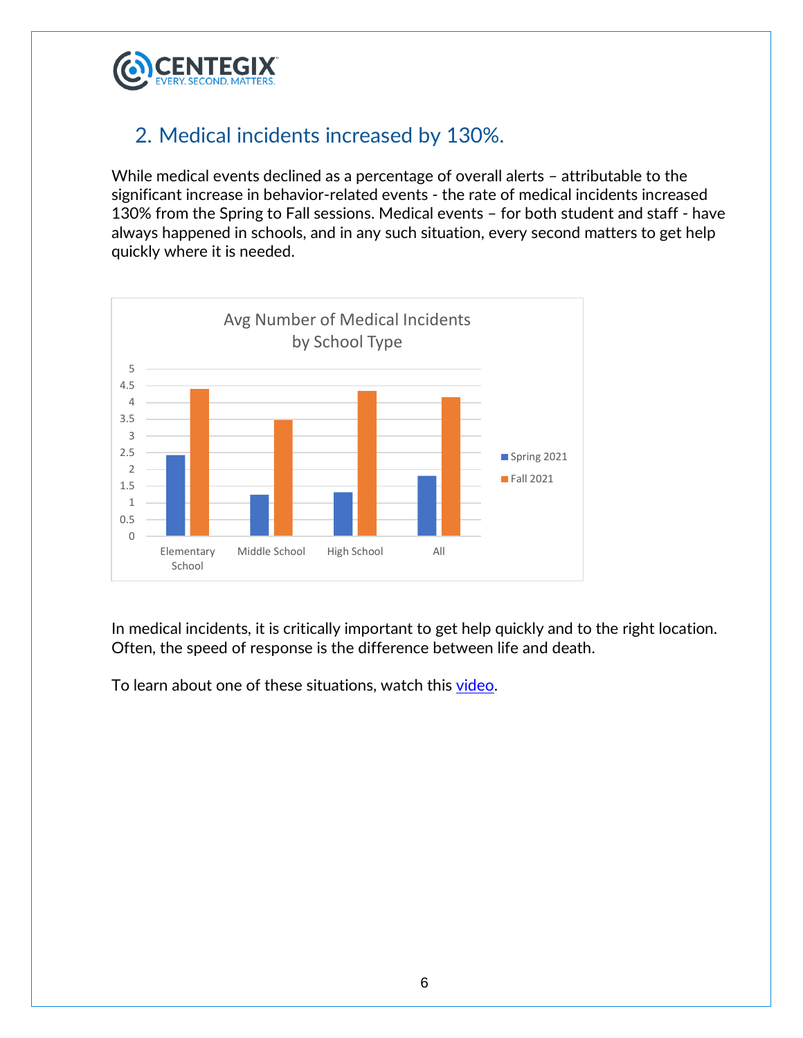## 2. Medical incidents increased by 130%.

While medical events declined as a percentage of overall alerts – attributable to the significant increase in behavior-related events - the rate of medical incidents increased 130% from the Spring to Fall sessions. Medical events – for both student and staff - have always happened in schools, and in any such situation, every second matters to get help quickly where it is needed.

In medical incidents, it is critically important to get help quickly and to the right location. Often, the speed of response is the difference between life and death.

To learn about one of these situations, watch this video.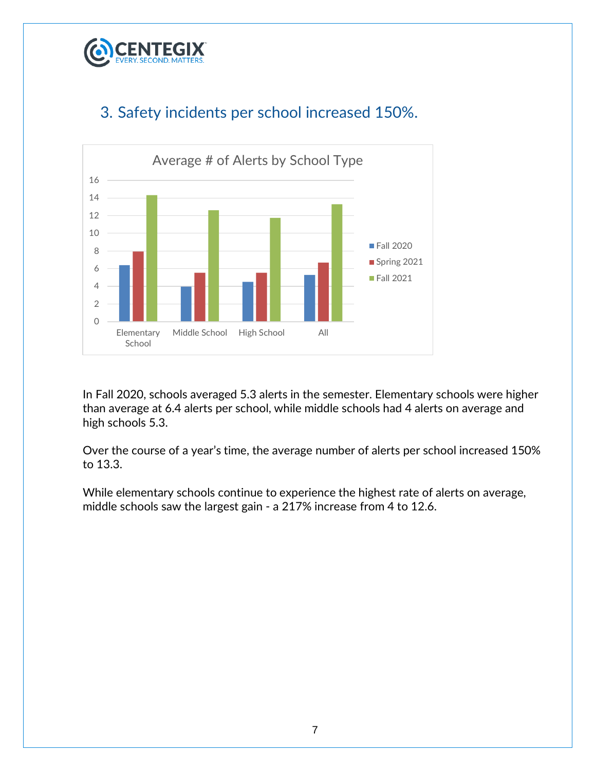## 3. Safety incidents per school increased 150%.

In Fall 2020, schools averaged 5.3 alerts in the semester. Elementary schools were higher than average at 6.4 alerts per school, while middle schools had 4 alerts on average and high schools 5.3.

Over the course of a year's time, the average number of alerts per school increased 150% to 13.3.

While elementary schools continue to experience the highest rate of alerts on average, middle schools saw the largest gain - a 217% increase from 4 to 12.6.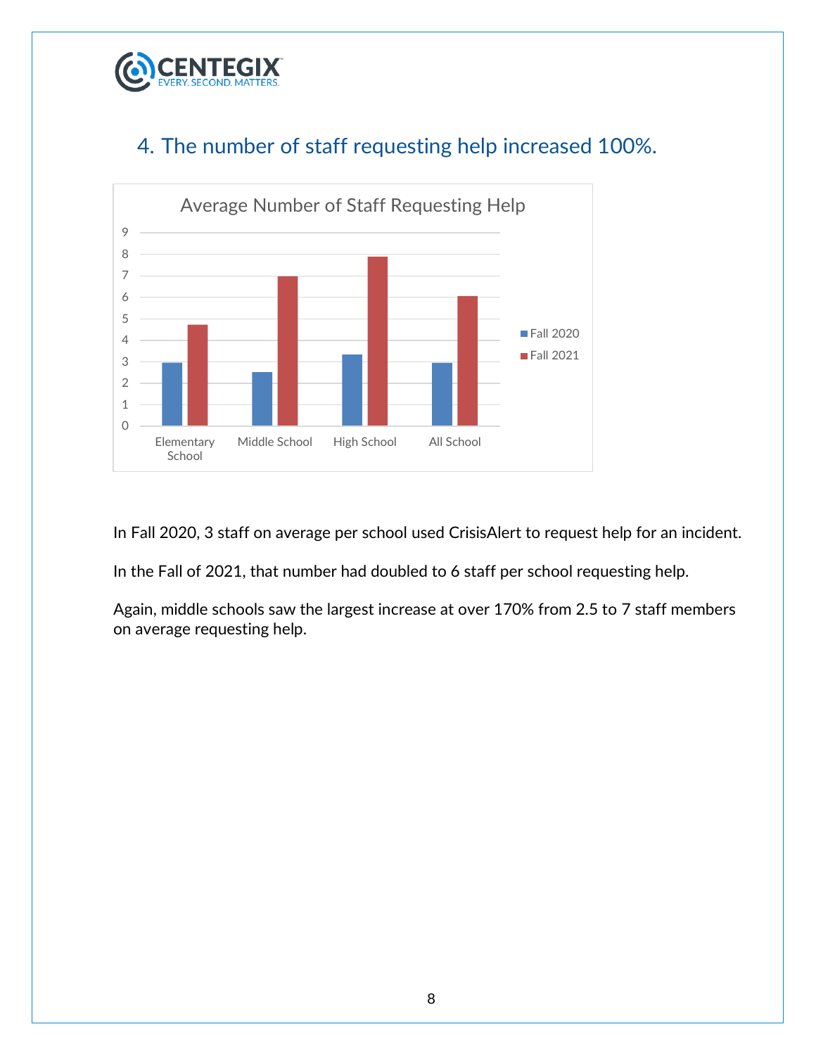## 4. The number of staff requesting help increased 100%.

In Fall 2020, 3 staff on average per school used CrisisAlert to request help for an incident.

In the Fall of 2021, that number had doubled to 6 staff per school requesting help.

Again, middle schools saw the largest increase at over 170% from 2.5 to 7 staff members on average requesting help.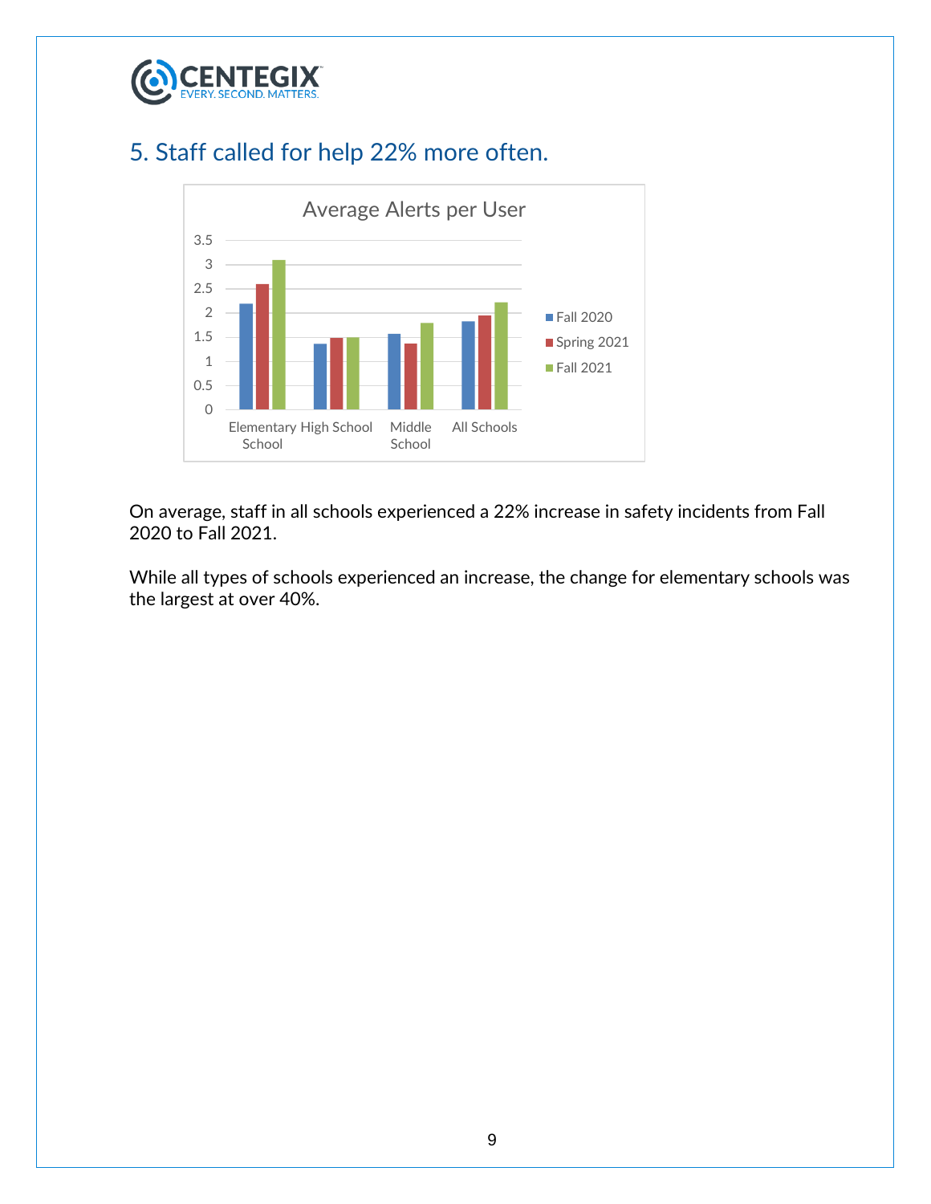## 5. Staff called for help 22% more often.

On average, staff in all schools experienced a 22% increase in safety incidents from Fall 2020 to Fall 2021.

While all types of schools experienced an increase, the change for elementary schools was the largest at over 40%.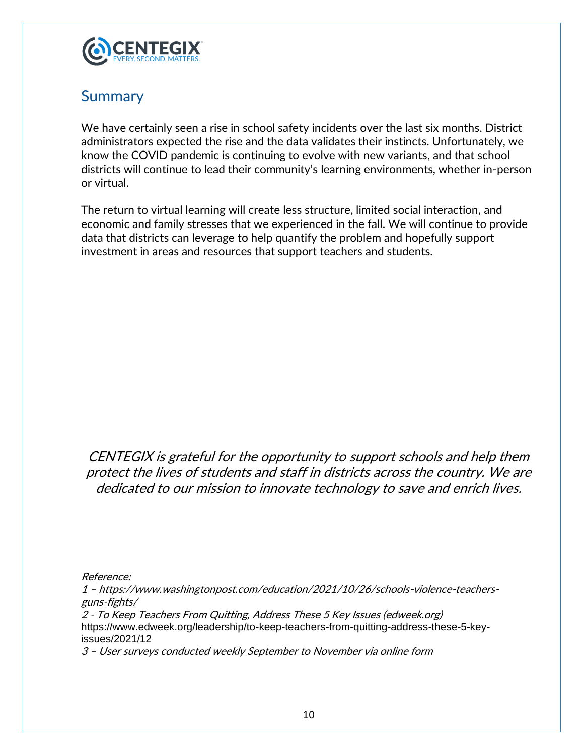## Summary

We have certainly seen a rise in school safety incidents over the last six months. District administrators expected the rise and the data validates their instincts. Unfortunately, we know the COVID pandemic is continuing to evolve with new variants, and that school districts will continue to lead their community's learning environments, whether in-person or virtual.

The return to virtual learning will create less structure, limited social interaction, and economic and family stresses that we experienced in the fall. We will continue to provide data that districts can leverage to help quantify the problem and hopefully support investment in areas and resources that support teachers and students.

*CENTEGIX is grateful for the opportunity to support schools and help them protect the lives of students and staff in districts across the country. We are dedicated to our mission to innovate technology to save and enrich lives.*

*Reference:*

*1 – https://www.washingtonpost.com/education/2021/10/26/schools-violence-teachers-guns-fights/*

*2 - To Keep Teachers From Quitting, Address These 5 Key Issues (edweek.org)*
https://www.edweek.org/leadership/to-keep-teachers-from-quitting-address-these-5-key-issues/2021/12

*3 – User surveys conducted weekly September to November via online form*